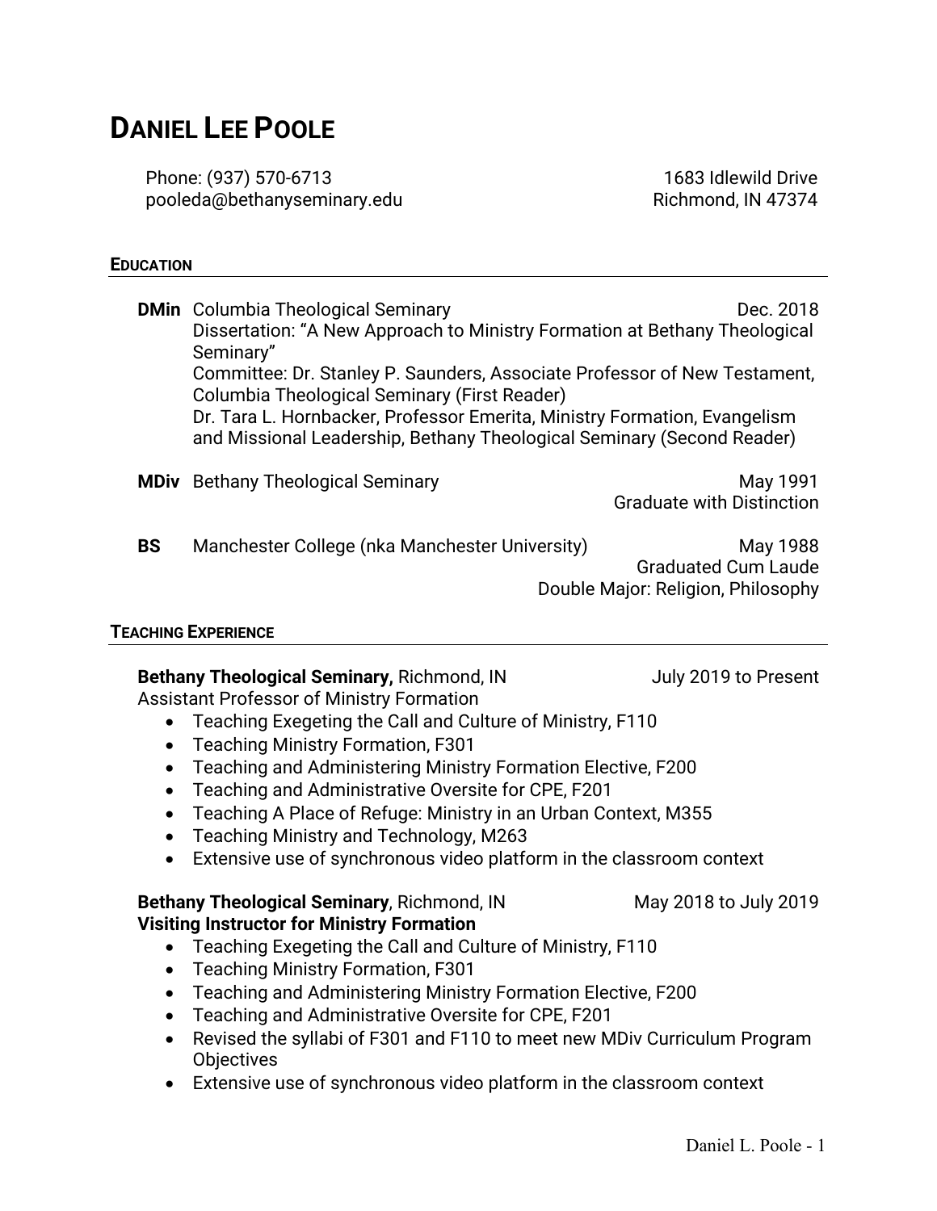# DANIEL LEE POOLE

Phone: (937) 570-6713
pooleda@bethanyseminary.edu

1683 Idlewild Drive
Richmond, IN 47374

## EDUCATION

**DMin** Columbia Theological Seminary — Dec. 2018
Dissertation: "A New Approach to Ministry Formation at Bethany Theological Seminary"
Committee: Dr. Stanley P. Saunders, Associate Professor of New Testament, Columbia Theological Seminary (First Reader)
Dr. Tara L. Hornbacker, Professor Emerita, Ministry Formation, Evangelism and Missional Leadership, Bethany Theological Seminary (Second Reader)

**MDiv** Bethany Theological Seminary — May 1991
Graduate with Distinction

**BS** Manchester College (nka Manchester University) — May 1988
Graduated Cum Laude
Double Major: Religion, Philosophy

## TEACHING EXPERIENCE

**Bethany Theological Seminary,** Richmond, IN — July 2019 to Present
Assistant Professor of Ministry Formation

- Teaching Exegeting the Call and Culture of Ministry, F110
- Teaching Ministry Formation, F301
- Teaching and Administering Ministry Formation Elective, F200
- Teaching and Administrative Oversite for CPE, F201
- Teaching A Place of Refuge: Ministry in an Urban Context, M355
- Teaching Ministry and Technology, M263
- Extensive use of synchronous video platform in the classroom context

**Bethany Theological Seminary**, Richmond, IN — May 2018 to July 2019
**Visiting Instructor for Ministry Formation**

- Teaching Exegeting the Call and Culture of Ministry, F110
- Teaching Ministry Formation, F301
- Teaching and Administering Ministry Formation Elective, F200
- Teaching and Administrative Oversite for CPE, F201
- Revised the syllabi of F301 and F110 to meet new MDiv Curriculum Program Objectives
- Extensive use of synchronous video platform in the classroom context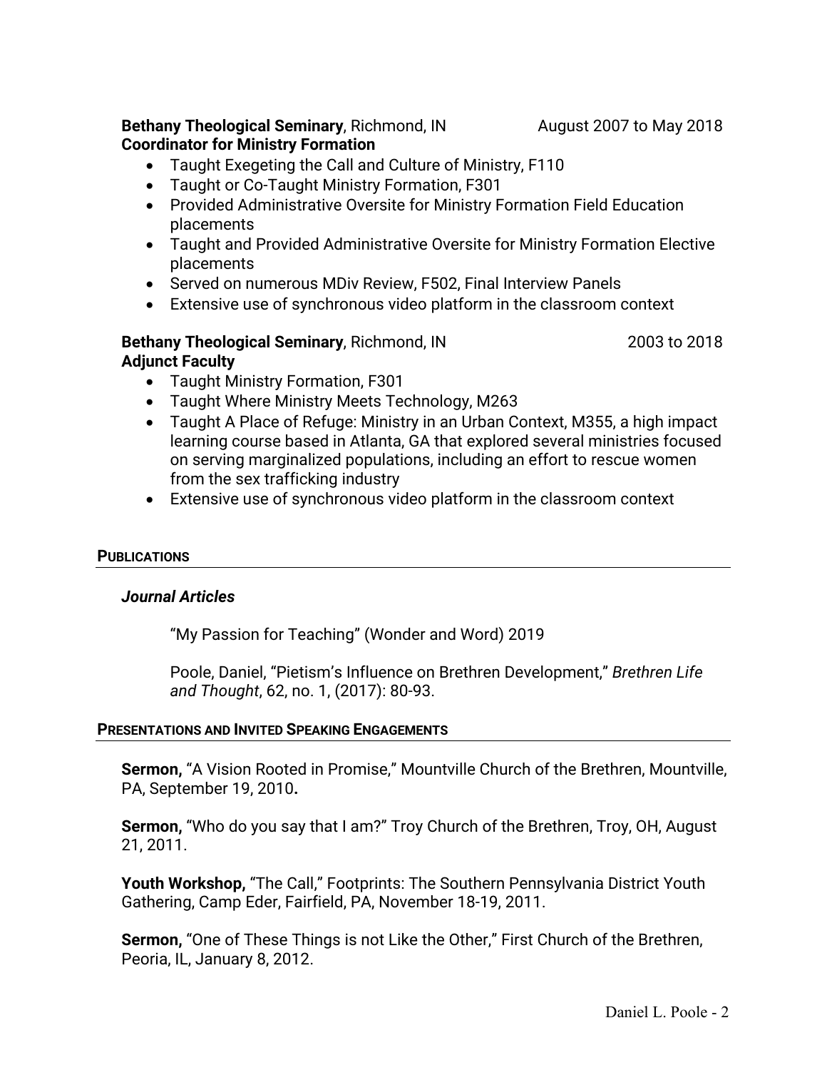**Bethany Theological Seminary**, Richmond, IN August 2007 to May 2018
**Coordinator for Ministry Formation**

- Taught Exegeting the Call and Culture of Ministry, F110
- Taught or Co-Taught Ministry Formation, F301
- Provided Administrative Oversite for Ministry Formation Field Education placements
- Taught and Provided Administrative Oversite for Ministry Formation Elective placements
- Served on numerous MDiv Review, F502, Final Interview Panels
- Extensive use of synchronous video platform in the classroom context

**Bethany Theological Seminary**, Richmond, IN 2003 to 2018
**Adjunct Faculty**

- Taught Ministry Formation, F301
- Taught Where Ministry Meets Technology, M263
- Taught A Place of Refuge: Ministry in an Urban Context, M355, a high impact learning course based in Atlanta, GA that explored several ministries focused on serving marginalized populations, including an effort to rescue women from the sex trafficking industry
- Extensive use of synchronous video platform in the classroom context

## PUBLICATIONS

### *Journal Articles*

"My Passion for Teaching" (Wonder and Word) 2019

Poole, Daniel, "Pietism's Influence on Brethren Development," *Brethren Life and Thought*, 62, no. 1, (2017): 80-93.

## PRESENTATIONS AND INVITED SPEAKING ENGAGEMENTS

**Sermon,** "A Vision Rooted in Promise," Mountville Church of the Brethren, Mountville, PA, September 19, 2010**.**

**Sermon,** "Who do you say that I am?" Troy Church of the Brethren, Troy, OH, August 21, 2011.

**Youth Workshop,** "The Call," Footprints: The Southern Pennsylvania District Youth Gathering, Camp Eder, Fairfield, PA, November 18-19, 2011.

**Sermon,** "One of These Things is not Like the Other," First Church of the Brethren, Peoria, IL, January 8, 2012.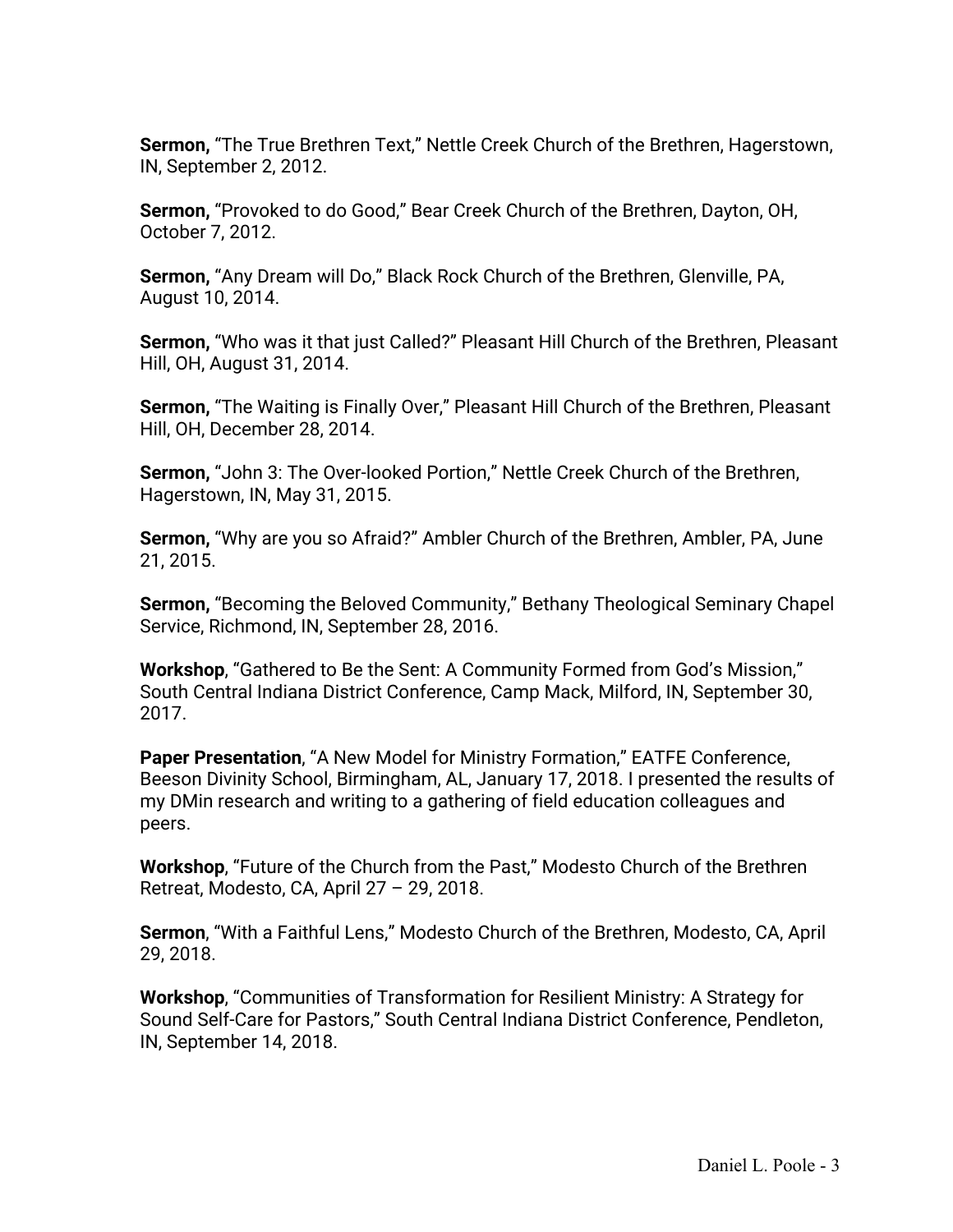**Sermon,** "The True Brethren Text," Nettle Creek Church of the Brethren, Hagerstown, IN, September 2, 2012.

**Sermon,** "Provoked to do Good," Bear Creek Church of the Brethren, Dayton, OH, October 7, 2012.

**Sermon,** "Any Dream will Do," Black Rock Church of the Brethren, Glenville, PA, August 10, 2014.

**Sermon,** "Who was it that just Called?" Pleasant Hill Church of the Brethren, Pleasant Hill, OH, August 31, 2014.

**Sermon,** "The Waiting is Finally Over," Pleasant Hill Church of the Brethren, Pleasant Hill, OH, December 28, 2014.

**Sermon,** "John 3: The Over-looked Portion," Nettle Creek Church of the Brethren, Hagerstown, IN, May 31, 2015.

**Sermon,** "Why are you so Afraid?" Ambler Church of the Brethren, Ambler, PA, June 21, 2015.

**Sermon,** "Becoming the Beloved Community," Bethany Theological Seminary Chapel Service, Richmond, IN, September 28, 2016.

**Workshop**, "Gathered to Be the Sent: A Community Formed from God's Mission," South Central Indiana District Conference, Camp Mack, Milford, IN, September 30, 2017.

**Paper Presentation**, "A New Model for Ministry Formation," EATFE Conference, Beeson Divinity School, Birmingham, AL, January 17, 2018. I presented the results of my DMin research and writing to a gathering of field education colleagues and peers.

**Workshop**, "Future of the Church from the Past," Modesto Church of the Brethren Retreat, Modesto, CA, April 27 – 29, 2018.

**Sermon**, "With a Faithful Lens," Modesto Church of the Brethren, Modesto, CA, April 29, 2018.

**Workshop**, "Communities of Transformation for Resilient Ministry: A Strategy for Sound Self-Care for Pastors," South Central Indiana District Conference, Pendleton, IN, September 14, 2018.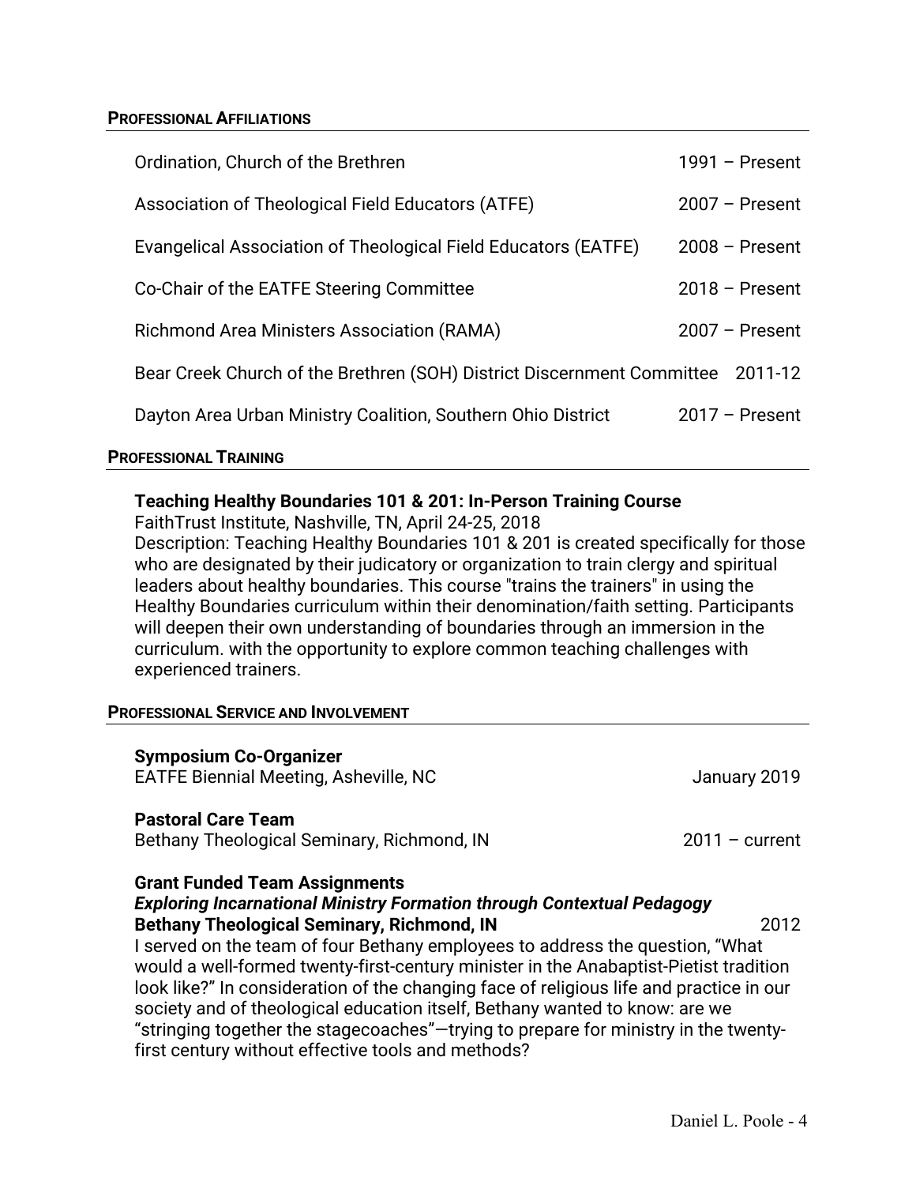## PROFESSIONAL AFFILIATIONS

| | |
|---|---|
| Ordination, Church of the Brethren | 1991 – Present |
| Association of Theological Field Educators (ATFE) | 2007 – Present |
| Evangelical Association of Theological Field Educators (EATFE) | 2008 – Present |
| Co-Chair of the EATFE Steering Committee | 2018 – Present |
| Richmond Area Ministers Association (RAMA) | 2007 – Present |
| Bear Creek Church of the Brethren (SOH) District Discernment Committee | 2011-12 |
| Dayton Area Urban Ministry Coalition, Southern Ohio District | 2017 – Present |

## PROFESSIONAL TRAINING

**Teaching Healthy Boundaries 101 & 201: In-Person Training Course**
FaithTrust Institute, Nashville, TN, April 24-25, 2018
Description: Teaching Healthy Boundaries 101 & 201 is created specifically for those who are designated by their judicatory or organization to train clergy and spiritual leaders about healthy boundaries. This course "trains the trainers" in using the Healthy Boundaries curriculum within their denomination/faith setting. Participants will deepen their own understanding of boundaries through an immersion in the curriculum. with the opportunity to explore common teaching challenges with experienced trainers.

## PROFESSIONAL SERVICE AND INVOLVEMENT

**Symposium Co-Organizer**
EATFE Biennial Meeting, Asheville, NC — January 2019

**Pastoral Care Team**
Bethany Theological Seminary, Richmond, IN — 2011 – current

**Grant Funded Team Assignments**
***Exploring Incarnational Ministry Formation through Contextual Pedagogy***
**Bethany Theological Seminary, Richmond, IN** — 2012
I served on the team of four Bethany employees to address the question, "What would a well-formed twenty-first-century minister in the Anabaptist-Pietist tradition look like?" In consideration of the changing face of religious life and practice in our society and of theological education itself, Bethany wanted to know: are we "stringing together the stagecoaches"—trying to prepare for ministry in the twenty-first century without effective tools and methods?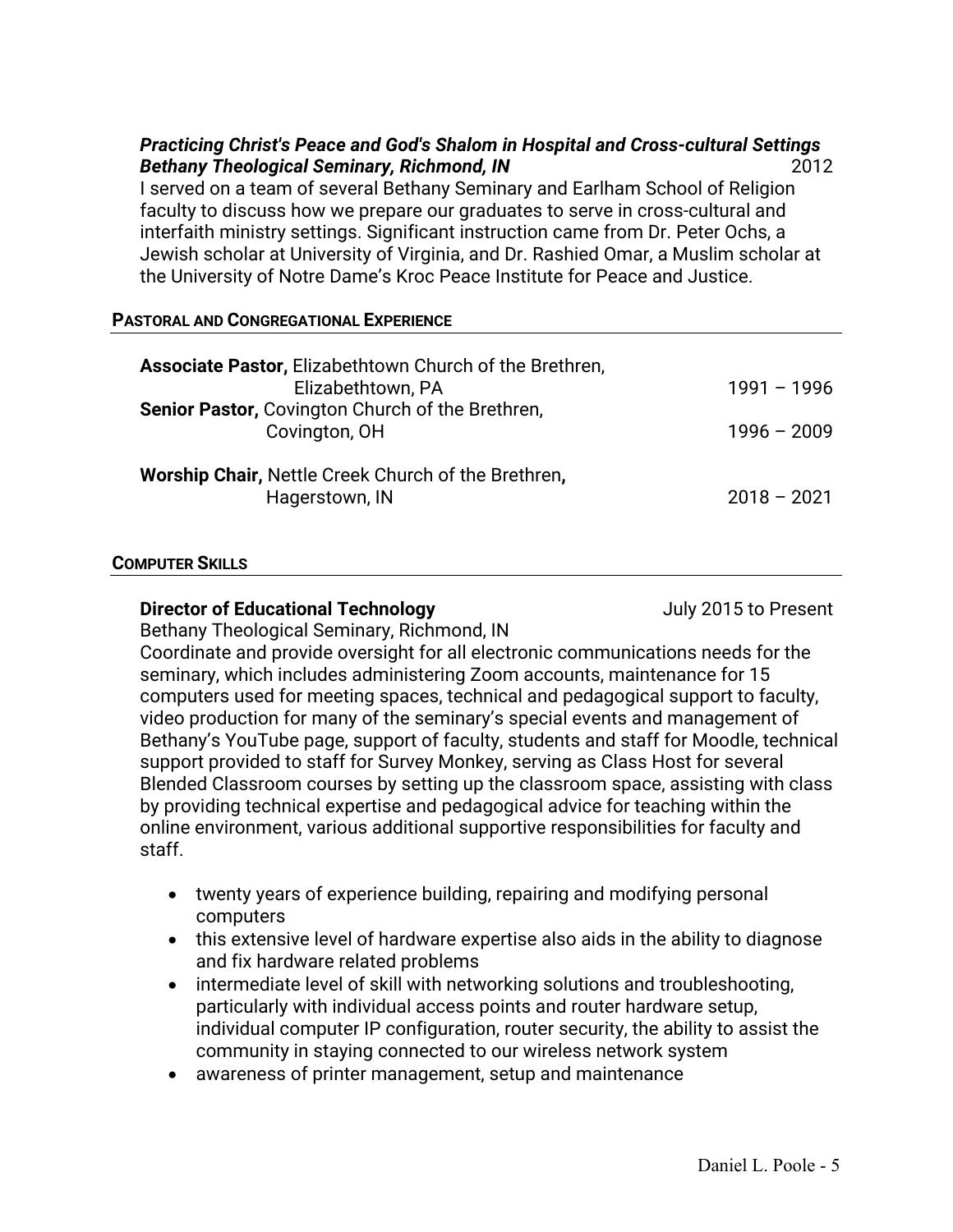***Practicing Christ's Peace and God's Shalom in Hospital and Cross-cultural Settings***
***Bethany Theological Seminary, Richmond, IN*** 2012

I served on a team of several Bethany Seminary and Earlham School of Religion faculty to discuss how we prepare our graduates to serve in cross-cultural and interfaith ministry settings. Significant instruction came from Dr. Peter Ochs, a Jewish scholar at University of Virginia, and Dr. Rashied Omar, a Muslim scholar at the University of Notre Dame's Kroc Peace Institute for Peace and Justice.

## PASTORAL AND CONGREGATIONAL EXPERIENCE

**Associate Pastor,** Elizabethtown Church of the Brethren, Elizabethtown, PA 1991 – 1996

**Senior Pastor,** Covington Church of the Brethren, Covington, OH 1996 – 2009

**Worship Chair,** Nettle Creek Church of the Brethren**,** Hagerstown, IN 2018 – 2021

## COMPUTER SKILLS

**Director of Educational Technology** July 2015 to Present

Bethany Theological Seminary, Richmond, IN

Coordinate and provide oversight for all electronic communications needs for the seminary, which includes administering Zoom accounts, maintenance for 15 computers used for meeting spaces, technical and pedagogical support to faculty, video production for many of the seminary's special events and management of Bethany's YouTube page, support of faculty, students and staff for Moodle, technical support provided to staff for Survey Monkey, serving as Class Host for several Blended Classroom courses by setting up the classroom space, assisting with class by providing technical expertise and pedagogical advice for teaching within the online environment, various additional supportive responsibilities for faculty and staff.

- twenty years of experience building, repairing and modifying personal computers
- this extensive level of hardware expertise also aids in the ability to diagnose and fix hardware related problems
- intermediate level of skill with networking solutions and troubleshooting, particularly with individual access points and router hardware setup, individual computer IP configuration, router security, the ability to assist the community in staying connected to our wireless network system
- awareness of printer management, setup and maintenance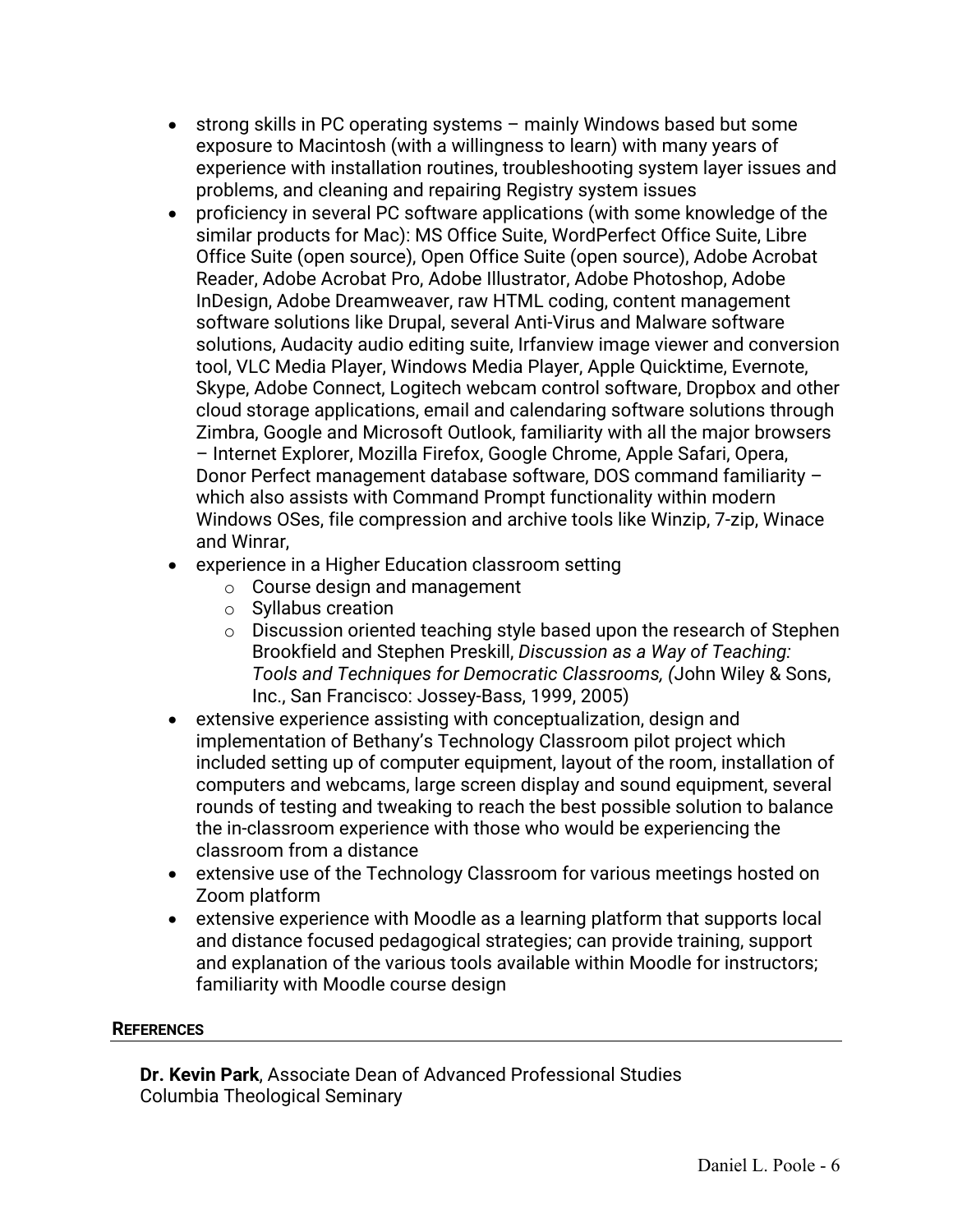- strong skills in PC operating systems – mainly Windows based but some exposure to Macintosh (with a willingness to learn) with many years of experience with installation routines, troubleshooting system layer issues and problems, and cleaning and repairing Registry system issues
- proficiency in several PC software applications (with some knowledge of the similar products for Mac): MS Office Suite, WordPerfect Office Suite, Libre Office Suite (open source), Open Office Suite (open source), Adobe Acrobat Reader, Adobe Acrobat Pro, Adobe Illustrator, Adobe Photoshop, Adobe InDesign, Adobe Dreamweaver, raw HTML coding, content management software solutions like Drupal, several Anti-Virus and Malware software solutions, Audacity audio editing suite, Irfanview image viewer and conversion tool, VLC Media Player, Windows Media Player, Apple Quicktime, Evernote, Skype, Adobe Connect, Logitech webcam control software, Dropbox and other cloud storage applications, email and calendaring software solutions through Zimbra, Google and Microsoft Outlook, familiarity with all the major browsers – Internet Explorer, Mozilla Firefox, Google Chrome, Apple Safari, Opera, Donor Perfect management database software, DOS command familiarity – which also assists with Command Prompt functionality within modern Windows OSes, file compression and archive tools like Winzip, 7-zip, Winace and Winrar,
- experience in a Higher Education classroom setting
  - Course design and management
  - Syllabus creation
  - Discussion oriented teaching style based upon the research of Stephen Brookfield and Stephen Preskill, *Discussion as a Way of Teaching: Tools and Techniques for Democratic Classrooms, (*John Wiley & Sons, Inc., San Francisco: Jossey-Bass, 1999, 2005)
- extensive experience assisting with conceptualization, design and implementation of Bethany's Technology Classroom pilot project which included setting up of computer equipment, layout of the room, installation of computers and webcams, large screen display and sound equipment, several rounds of testing and tweaking to reach the best possible solution to balance the in-classroom experience with those who would be experiencing the classroom from a distance
- extensive use of the Technology Classroom for various meetings hosted on Zoom platform
- extensive experience with Moodle as a learning platform that supports local and distance focused pedagogical strategies; can provide training, support and explanation of the various tools available within Moodle for instructors; familiarity with Moodle course design

## REFERENCES

**Dr. Kevin Park**, Associate Dean of Advanced Professional Studies
Columbia Theological Seminary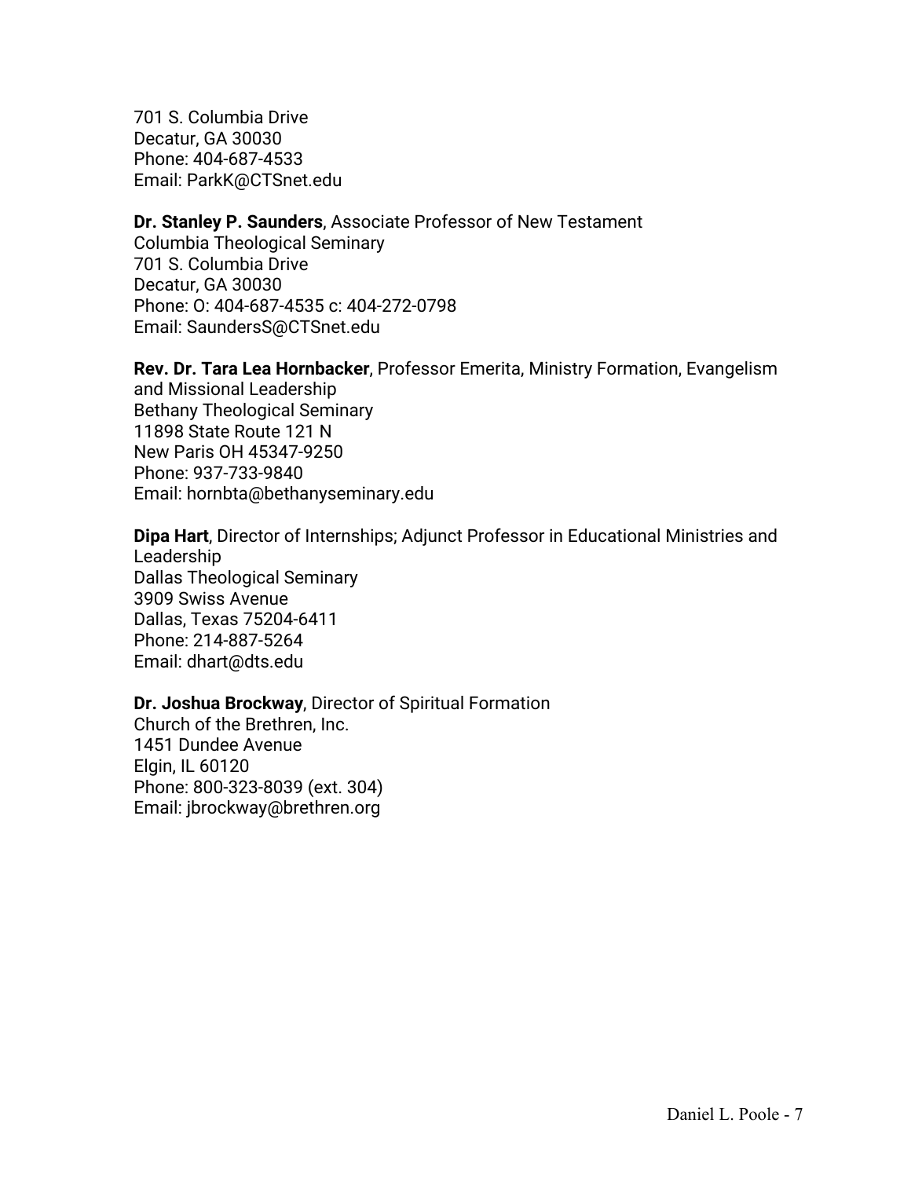701 S. Columbia Drive
Decatur, GA 30030
Phone: 404-687-4533
Email: ParkK@CTSnet.edu

**Dr. Stanley P. Saunders**, Associate Professor of New Testament
Columbia Theological Seminary
701 S. Columbia Drive
Decatur, GA 30030
Phone: O: 404-687-4535 c: 404-272-0798
Email: SaundersS@CTSnet.edu

**Rev. Dr. Tara Lea Hornbacker**, Professor Emerita, Ministry Formation, Evangelism and Missional Leadership
Bethany Theological Seminary
11898 State Route 121 N
New Paris OH 45347-9250
Phone: 937-733-9840
Email: hornbta@bethanyseminary.edu

**Dipa Hart**, Director of Internships; Adjunct Professor in Educational Ministries and Leadership
Dallas Theological Seminary
3909 Swiss Avenue
Dallas, Texas 75204-6411
Phone: 214-887-5264
Email: dhart@dts.edu

**Dr. Joshua Brockway**, Director of Spiritual Formation
Church of the Brethren, Inc.
1451 Dundee Avenue
Elgin, IL 60120
Phone: 800-323-8039 (ext. 304)
Email: jbrockway@brethren.org